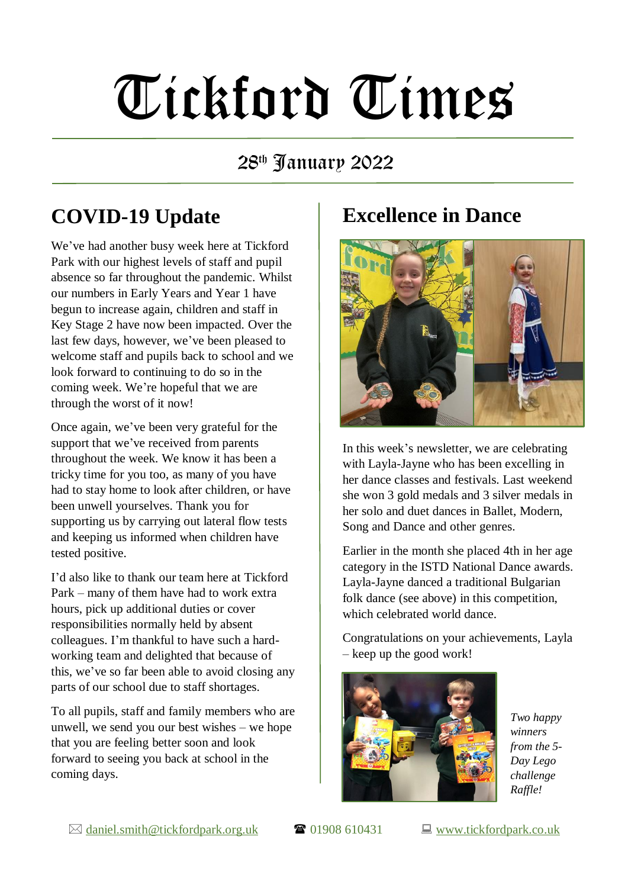# Tickford Times

## 28th January 2022

## COVID-19 Update

We've had another busy week here at Tickford Park with our highest levels of staff and pupil absence so far throughout the pandemic. Whilst our numbers in Early Years and Year 1 have begun to increase again, children and staff in Key Stage 2 have now been impacted. Over the last few days, however, we've been pleased to welcome staff and pupils back to school and we look forward to continuing to do so in the coming week. We're hopeful that we are through the worst of it now!

Once again, we've been very grateful for the support that we've received from parents throughout the week. We know it has been a tricky time for you too, as many of you have had to stay home to look after children, or have been unwell yourselves. Thank you for supporting us by carrying out lateral flow tests and keeping us informed when children have tested positive.

I'd also like to thank our team here at Tickford Park – many of them have had to work extra hours, pick up additional duties or cover responsibilities normally held by absent colleagues. I'm thankful to have such a hard-working team and delighted that because of this, we've so far been able to avoid closing any parts of our school due to staff shortages.

To all pupils, staff and family members who are unwell, we send you our best wishes – we hope that you are feeling better soon and look forward to seeing you back at school in the coming days.

## Excellence in Dance

In this week's newsletter, we are celebrating with Layla-Jayne who has been excelling in her dance classes and festivals. Last weekend she won 3 gold medals and 3 silver medals in her solo and duet dances in Ballet, Modern, Song and Dance and other genres.

Earlier in the month she placed 4th in her age category in the ISTD National Dance awards. Layla-Jayne danced a traditional Bulgarian folk dance (see above) in this competition, which celebrated world dance.

Congratulations on your achievements, Layla – keep up the good work!

*Two happy winners from the 5-Day Lego challenge Raffle!*

✉ daniel.smith@tickfordpark.org.uk ☎ 01908 610431 💻 www.tickfordpark.co.uk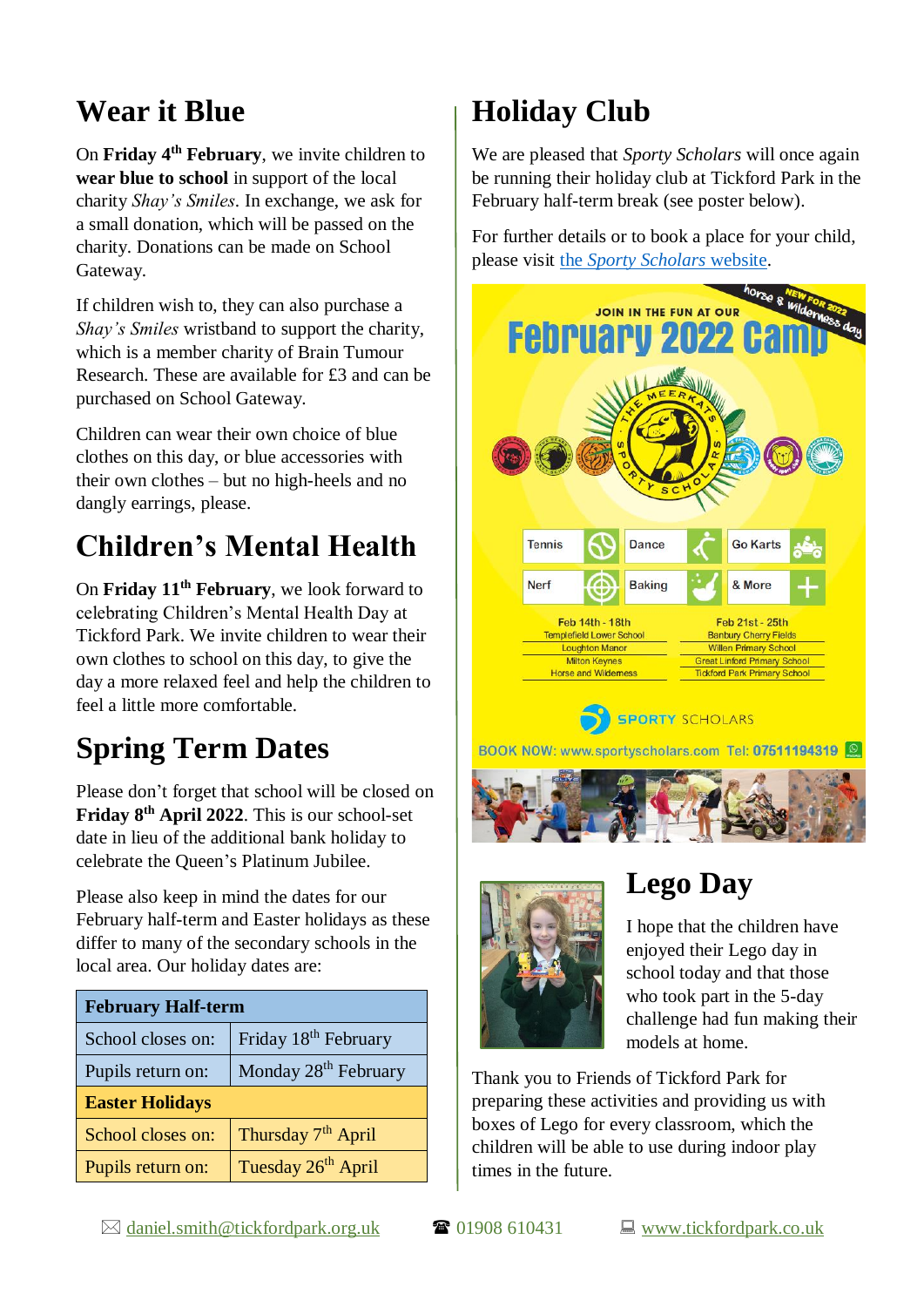# Wear it Blue

On **Friday 4th February**, we invite children to **wear blue to school** in support of the local charity *Shay's Smiles*. In exchange, we ask for a small donation, which will be passed on the charity. Donations can be made on School Gateway.

If children wish to, they can also purchase a *Shay's Smiles* wristband to support the charity, which is a member charity of Brain Tumour Research. These are available for £3 and can be purchased on School Gateway.

Children can wear their own choice of blue clothes on this day, or blue accessories with their own clothes – but no high-heels and no dangly earrings, please.

# Children's Mental Health

On **Friday 11th February**, we look forward to celebrating Children's Mental Health Day at Tickford Park. We invite children to wear their own clothes to school on this day, to give the day a more relaxed feel and help the children to feel a little more comfortable.

# Spring Term Dates

Please don't forget that school will be closed on **Friday 8th April 2022**. This is our school-set date in lieu of the additional bank holiday to celebrate the Queen's Platinum Jubilee.

Please also keep in mind the dates for our February half-term and Easter holidays as these differ to many of the secondary schools in the local area. Our holiday dates are:

| **February Half-term** | |
|---|---|
| School closes on: | Friday 18th February |
| Pupils return on: | Monday 28th February |
| **Easter Holidays** | |
| School closes on: | Thursday 7th April |
| Pupils return on: | Tuesday 26th April |

# Holiday Club

We are pleased that *Sporty Scholars* will once again be running their holiday club at Tickford Park in the February half-term break (see poster below).

For further details or to book a place for your child, please visit [the *Sporty Scholars* website]().

JOIN IN THE FUN AT OUR

February 2022 Camp

NEW FOR 2022 horse & wilderness day

THE MEERKATS SPORTY SCHOLARS

Tennis
Dance
Go Karts
Nerf
Baking
& More

Feb 14th - 18th
Templefield Lower School
Loughton Manor
Milton Keynes
Horse and Wilderness

Feb 21st - 25th
Banbury Cherry Fields
Willen Primary School
Great Linford Primary School
Tickford Park Primary School

SPORTY SCHOLARS

BOOK NOW: www.sportyscholars.com Tel: 07511194319

# Lego Day

I hope that the children have enjoyed their Lego day in school today and that those who took part in the 5-day challenge had fun making their models at home.

Thank you to Friends of Tickford Park for preparing these activities and providing us with boxes of Lego for every classroom, which the children will be able to use during indoor play times in the future.

✉ daniel.smith@tickfordpark.org.uk ☎ 01908 610431 www.tickfordpark.co.uk